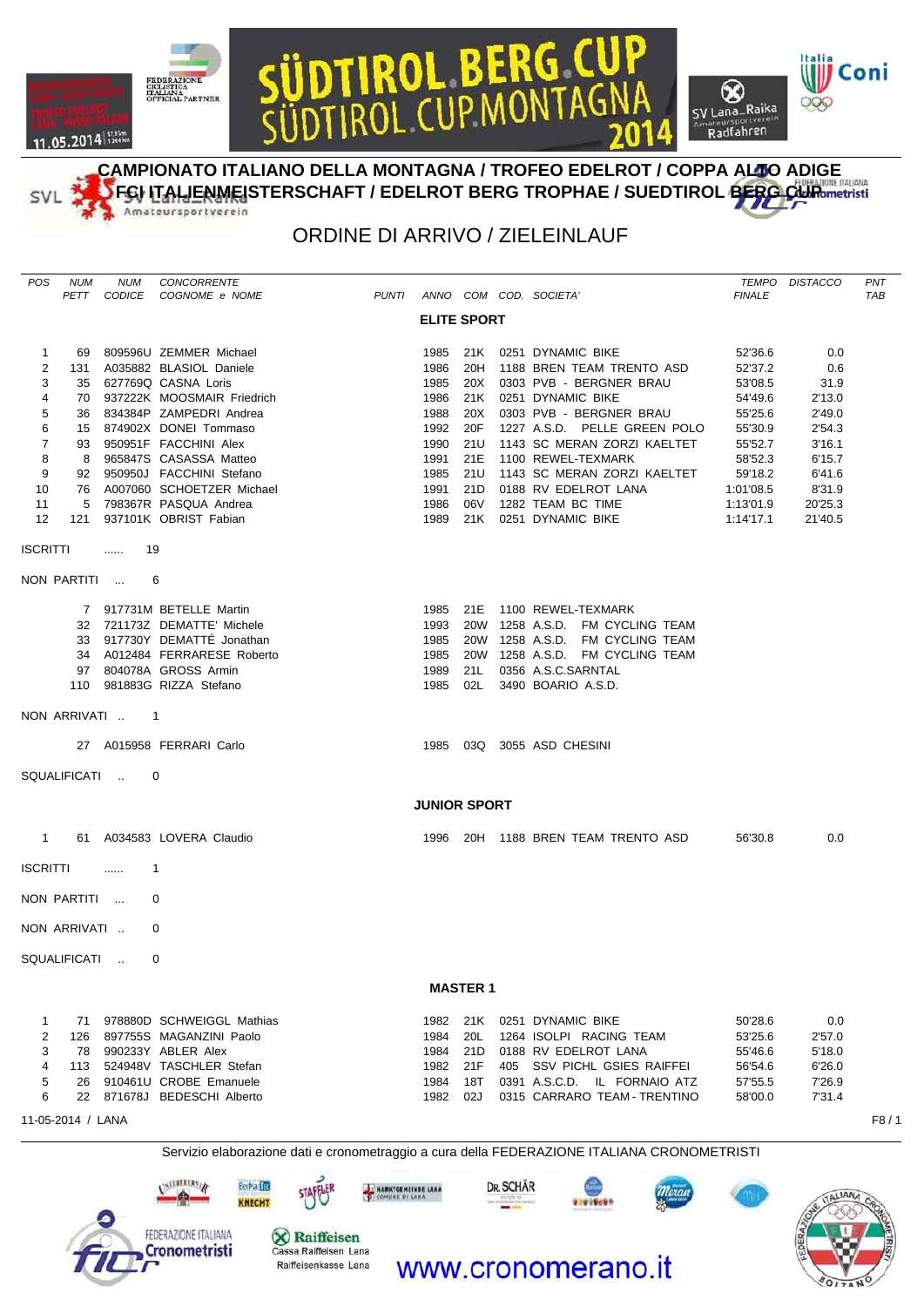# CAMPIONATO ITALIANO DELLA MONTAGNA / TROFEO EDELROT / COPPA ALTO ADIGE
# FCI ITALIENMEISTERSCHAFT / EDELROT BERG TROPHAE / SUEDTIROL BERG CUP

## ORDINE DI ARRIVO / ZIELEINLAUF

### ELITE SPORT

| POS | NUM PETT | NUM CODICE | CONCORRENTE COGNOME e NOME | PUNTI | ANNO | COM | COD. | SOCIETA' | TEMPO FINALE | DISTACCO | PNT TAB |
|---|---|---|---|---|---|---|---|---|---|---|---|
| 1 | 69 | 809596U | ZEMMER Michael | | 1985 | 21K | 0251 | DYNAMIC BIKE | 52'36.6 | 0.0 | |
| 2 | 131 | A035882 | BLASIOL Daniele | | 1986 | 20H | 1188 | BREN TEAM TRENTO ASD | 52'37.2 | 0.6 | |
| 3 | 35 | 627769Q | CASNA Loris | | 1985 | 20X | 0303 | PVB - BERGNER BRAU | 53'08.5 | 31.9 | |
| 4 | 70 | 937222K | MOOSMAIR Friedrich | | 1986 | 21K | 0251 | DYNAMIC BIKE | 54'49.6 | 2'13.0 | |
| 5 | 36 | 834384P | ZAMPEDRI Andrea | | 1988 | 20X | 0303 | PVB - BERGNER BRAU | 55'25.6 | 2'49.0 | |
| 6 | 15 | 874902X | DONEI Tommaso | | 1992 | 20F | 1227 | A.S.D. PELLE GREEN POLO | 55'30.9 | 2'54.3 | |
| 7 | 93 | 950951F | FACCHINI Alex | | 1990 | 21U | 1143 | SC MERAN ZORZI KAELTET | 55'52.7 | 3'16.1 | |
| 8 | 8 | 965847S | CASASSA Matteo | | 1991 | 21E | 1100 | REWEL-TEXMARK | 58'52.3 | 6'15.7 | |
| 9 | 92 | 950950J | FACCHINI Stefano | | 1985 | 21U | 1143 | SC MERAN ZORZI KAELTET | 59'18.2 | 6'41.6 | |
| 10 | 76 | A007060 | SCHOETZER Michael | | 1991 | 21D | 0188 | RV EDELROT LANA | 1:01'08.5 | 8'31.9 | |
| 11 | 5 | 798367R | PASQUA Andrea | | 1986 | 06V | 1282 | TEAM BC TIME | 1:13'01.9 | 20'25.3 | |
| 12 | 121 | 937101K | OBRIST Fabian | | 1989 | 21K | 0251 | DYNAMIC BIKE | 1:14'17.1 | 21'40.5 | |

ISCRITTI ...... 19

NON PARTITI ... 6

| NUM PETT | NUM CODICE | COGNOME e NOME | ANNO | COM | COD. | SOCIETA' |
|---|---|---|---|---|---|---|
| 7 | 917731M | BETELLE Martin | 1985 | 21E | 1100 | REWEL-TEXMARK |
| 32 | 721173Z | DEMATTE' Michele | 1993 | 20W | 1258 | A.S.D. FM CYCLING TEAM |
| 33 | 917730Y | DEMATTÈ Jonathan | 1985 | 20W | 1258 | A.S.D. FM CYCLING TEAM |
| 34 | A012484 | FERRARESE Roberto | 1985 | 20W | 1258 | A.S.D. FM CYCLING TEAM |
| 97 | 804078A | GROSS Armin | 1989 | 21L | 0356 | A.S.C.SARNTAL |
| 110 | 981883G | RIZZA Stefano | 1985 | 02L | 3490 | BOARIO A.S.D. |

NON ARRIVATI .. 1

| NUM PETT | NUM CODICE | COGNOME e NOME | ANNO | COM | COD. | SOCIETA' |
|---|---|---|---|---|---|---|
| 27 | A015958 | FERRARI Carlo | 1985 | 03Q | 3055 | ASD CHESINI |

SQUALIFICATI .. 0

### JUNIOR SPORT

| POS | NUM PETT | NUM CODICE | CONCORRENTE COGNOME e NOME | PUNTI | ANNO | COM | COD. | SOCIETA' | TEMPO FINALE | DISTACCO | PNT TAB |
|---|---|---|---|---|---|---|---|---|---|---|---|
| 1 | 61 | A034583 | LOVERA Claudio | | 1996 | 20H | 1188 | BREN TEAM TRENTO ASD | 56'30.8 | 0.0 | |

ISCRITTI ...... 1

NON PARTITI ... 0

NON ARRIVATI .. 0

SQUALIFICATI .. 0

### MASTER 1

| POS | NUM PETT | NUM CODICE | CONCORRENTE COGNOME e NOME | PUNTI | ANNO | COM | COD. | SOCIETA' | TEMPO FINALE | DISTACCO | PNT TAB |
|---|---|---|---|---|---|---|---|---|---|---|---|
| 1 | 71 | 978880D | SCHWEIGGL Mathias | | 1982 | 21K | 0251 | DYNAMIC BIKE | 50'28.6 | 0.0 | |
| 2 | 126 | 897755S | MAGANZINI Paolo | | 1984 | 20L | 1264 | ISOLPI RACING TEAM | 53'25.6 | 2'57.0 | |
| 3 | 78 | 990233Y | ABLER Alex | | 1984 | 21D | 0188 | RV EDELROT LANA | 55'46.6 | 5'18.0 | |
| 4 | 113 | 524948V | TASCHLER Stefan | | 1982 | 21F | 405 | SSV PICHL GSIES RAIFFEI | 56'54.6 | 6'26.0 | |
| 5 | 26 | 910461U | CROBE Emanuele | | 1984 | 18T | 0391 | A.S.C.D. IL FORNAIO ATZ | 57'55.5 | 7'26.9 | |
| 6 | 22 | 871678J | BEDESCHI Alberto | | 1982 | 02J | 0315 | CARRARO TEAM - TRENTINO | 58'00.0 | 7'31.4 | |

11-05-2014 / LANA

Servizio elaborazione dati e cronometraggio a cura della FEDERAZIONE ITALIANA CRONOMETRISTI

www.cronomerano.it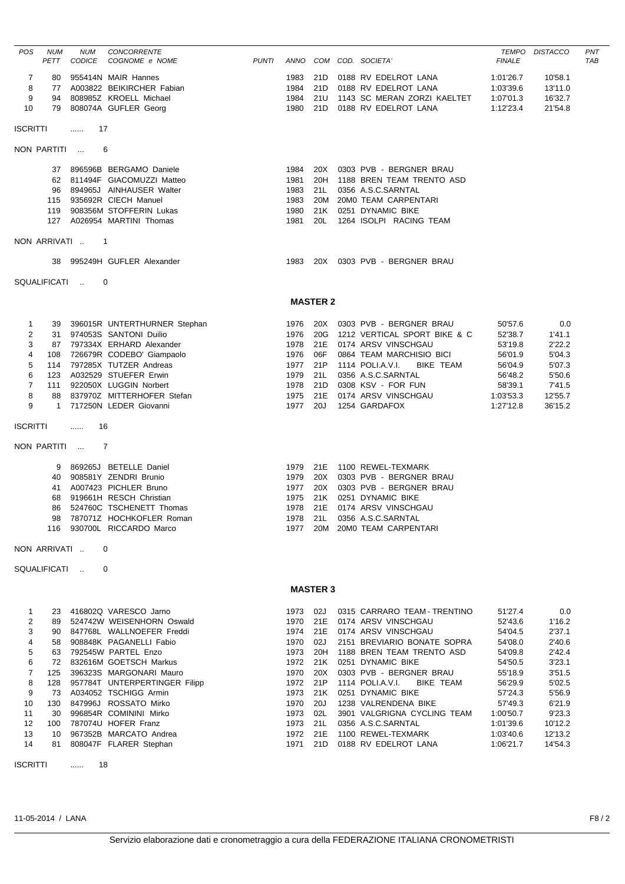| POS | NUM PETT | NUM CODICE | CONCORRENTE COGNOME e NOME | PUNTI | ANNO | COM | COD. SOCIETA' | TEMPO FINALE | DISTACCO | PNT TAB |
|---|---|---|---|---|---|---|---|---|---|---|
| 7 | 80 | 955414N | MAIR Hannes | | 1983 | 21D | 0188 RV EDELROT LANA | 1:01'26.7 | 10'58.1 | |
| 8 | 77 | A003822 | BEIKIRCHER Fabian | | 1984 | 21D | 0188 RV EDELROT LANA | 1:03'39.6 | 13'11.0 | |
| 9 | 94 | 808985Z | KROELL Michael | | 1984 | 21U | 1143 SC MERAN ZORZI KAELTET | 1:07'01.3 | 16'32.7 | |
| 10 | 79 | 808074A | GUFLER Georg | | 1980 | 21D | 0188 RV EDELROT LANA | 1:12'23.4 | 21'54.8 | |

ISCRITTI ...... 17

NON PARTITI ... 6

| NUM PETT | NUM CODICE | COGNOME e NOME | ANNO | COM | COD. SOCIETA' |
|---|---|---|---|---|---|
| 37 | 896596B | BERGAMO Daniele | 1984 | 20X | 0303 PVB - BERGNER BRAU |
| 62 | 811494F | GIACOMUZZI Matteo | 1981 | 20H | 1188 BREN TEAM TRENTO ASD |
| 96 | 894965J | AINHAUSER Walter | 1983 | 21L | 0356 A.S.C.SARNTAL |
| 115 | 935692R | CIECH Manuel | 1983 | 20M | 20M0 TEAM CARPENTARI |
| 119 | 908356M | STOFFERIN Lukas | 1980 | 21K | 0251 DYNAMIC BIKE |
| 127 | A026954 | MARTINI Thomas | 1981 | 20L | 1264 ISOLPI RACING TEAM |

NON ARRIVATI .. 1

| NUM PETT | NUM CODICE | COGNOME e NOME | ANNO | COM | COD. SOCIETA' |
|---|---|---|---|---|---|
| 38 | 995249H | GUFLER Alexander | 1983 | 20X | 0303 PVB - BERGNER BRAU |

SQUALIFICATI .. 0

## MASTER 2

| POS | NUM PETT | NUM CODICE | COGNOME e NOME | PUNTI | ANNO | COM | COD. SOCIETA' | TEMPO FINALE | DISTACCO | PNT TAB |
|---|---|---|---|---|---|---|---|---|---|---|
| 1 | 39 | 396015R | UNTERTHURNER Stephan | | 1976 | 20X | 0303 PVB - BERGNER BRAU | 50'57.6 | 0.0 | |
| 2 | 31 | 974053S | SANTONI Duilio | | 1976 | 20G | 1212 VERTICAL SPORT BIKE & C | 52'38.7 | 1'41.1 | |
| 3 | 87 | 797334X | ERHARD Alexander | | 1978 | 21E | 0174 ARSV VINSCHGAU | 53'19.8 | 2'22.2 | |
| 4 | 108 | 726679R | CODEBO' Giampaolo | | 1976 | 06F | 0864 TEAM MARCHISIO BICI | 56'01.9 | 5'04.3 | |
| 5 | 114 | 797285X | TUTZER Andreas | | 1977 | 21P | 1114 POLI.A.V.I. BIKE TEAM | 56'04.9 | 5'07.3 | |
| 6 | 123 | A032529 | STUEFER Erwin | | 1979 | 21L | 0356 A.S.C.SARNTAL | 56'48.2 | 5'50.6 | |
| 7 | 111 | 922050X | LUGGIN Norbert | | 1978 | 21D | 0308 KSV - FOR FUN | 58'39.1 | 7'41.5 | |
| 8 | 88 | 837970Z | MITTERHOFER Stefan | | 1975 | 21E | 0174 ARSV VINSCHGAU | 1:03'53.3 | 12'55.7 | |
| 9 | 1 | 717250N | LEDER Giovanni | | 1977 | 20J | 1254 GARDAFOX | 1:27'12.8 | 36'15.2 | |

ISCRITTI ...... 16

NON PARTITI ... 7

| NUM PETT | NUM CODICE | COGNOME e NOME | ANNO | COM | COD. SOCIETA' |
|---|---|---|---|---|---|
| 9 | 869265J | BETELLE Daniel | 1979 | 21E | 1100 REWEL-TEXMARK |
| 40 | 908581Y | ZENDRI Brunio | 1979 | 20X | 0303 PVB - BERGNER BRAU |
| 41 | A007423 | PICHLER Bruno | 1977 | 20X | 0303 PVB - BERGNER BRAU |
| 68 | 919661H | RESCH Christian | 1975 | 21K | 0251 DYNAMIC BIKE |
| 86 | 524760C | TSCHENETT Thomas | 1978 | 21E | 0174 ARSV VINSCHGAU |
| 98 | 787071Z | HOCHKOFLER Roman | 1978 | 21L | 0356 A.S.C.SARNTAL |
| 116 | 930700L | RICCARDO Marco | 1977 | 20M | 20M0 TEAM CARPENTARI |

NON ARRIVATI .. 0

SQUALIFICATI .. 0

## MASTER 3

| POS | NUM PETT | NUM CODICE | COGNOME e NOME | PUNTI | ANNO | COM | COD. SOCIETA' | TEMPO FINALE | DISTACCO | PNT TAB |
|---|---|---|---|---|---|---|---|---|---|---|
| 1 | 23 | 416802Q | VARESCO Jarno | | 1973 | 02J | 0315 CARRARO TEAM - TRENTINO | 51'27.4 | 0.0 | |
| 2 | 89 | 524742W | WEISENHORN Oswald | | 1970 | 21E | 0174 ARSV VINSCHGAU | 52'43.6 | 1'16.2 | |
| 3 | 90 | 847768L | WALLNOEFER Freddi | | 1974 | 21E | 0174 ARSV VINSCHGAU | 54'04.5 | 2'37.1 | |
| 4 | 58 | 908848K | PAGANELLI Fabio | | 1970 | 02J | 2151 BREVIARIO BONATE SOPRA | 54'08.0 | 2'40.6 | |
| 5 | 63 | 792545W | PARTEL Enzo | | 1973 | 20H | 1188 BREN TEAM TRENTO ASD | 54'09.8 | 2'42.4 | |
| 6 | 72 | 832616M | GOETSCH Markus | | 1972 | 21K | 0251 DYNAMIC BIKE | 54'50.5 | 3'23.1 | |
| 7 | 125 | 396323S | MARGONARI Mauro | | 1970 | 20X | 0303 PVB - BERGNER BRAU | 55'18.9 | 3'51.5 | |
| 8 | 128 | 957784T | UNTERPERTINGER Filipp | | 1972 | 21P | 1114 POLI.A.V.I. BIKE TEAM | 56'29.9 | 5'02.5 | |
| 9 | 73 | A034052 | TSCHIGG Armin | | 1973 | 21K | 0251 DYNAMIC BIKE | 57'24.3 | 5'56.9 | |
| 10 | 130 | 847996J | ROSSATO Mirko | | 1970 | 20J | 1238 VALRENDENA BIKE | 57'49.3 | 6'21.9 | |
| 11 | 30 | 996854R | COMININI Mirko | | 1973 | 02L | 3901 VALGRIGNA CYCLING TEAM | 1:00'50.7 | 9'23.3 | |
| 12 | 100 | 787074U | HOFER Franz | | 1973 | 21L | 0356 A.S.C.SARNTAL | 1:01'39.6 | 10'12.2 | |
| 13 | 10 | 967352B | MARCATO Andrea | | 1972 | 21E | 1100 REWEL-TEXMARK | 1:03'40.6 | 12'13.2 | |
| 14 | 81 | 808047F | FLARER Stephan | | 1971 | 21D | 0188 RV EDELROT LANA | 1:06'21.7 | 14'54.3 | |

ISCRITTI ...... 18

11-05-2014 / LANA

Servizio elaborazione dati e cronometraggio a cura della FEDERAZIONE ITALIANA CRONOMETRISTI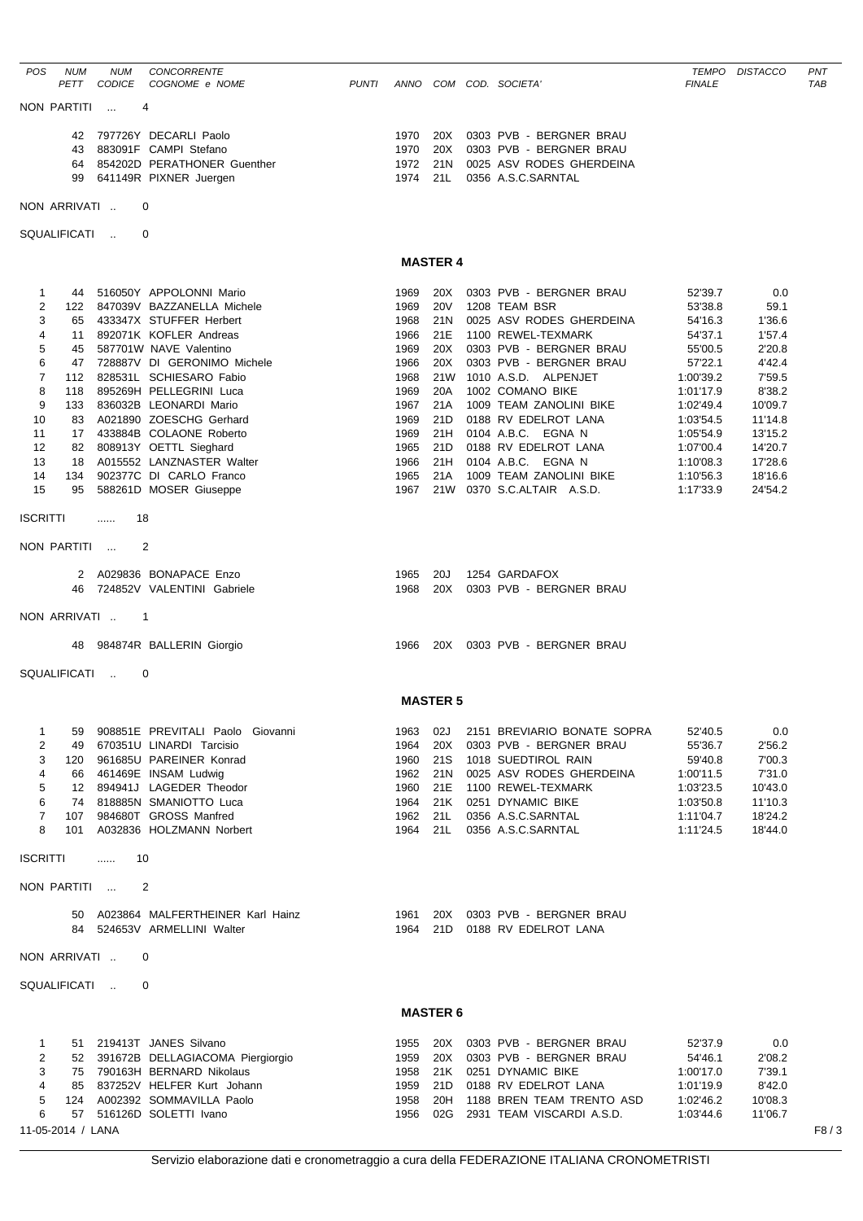| POS | NUM PETT | NUM CODICE | CONCORRENTE COGNOME e NOME | PUNTI | ANNO | COM | COD. SOCIETA' | TEMPO FINALE | DISTACCO | PNT TAB |
|---|---|---|---|---|---|---|---|---|---|---|

NON PARTITI ... 4

| NUM PETT | NUM CODICE | COGNOME e NOME | ANNO | COM | COD. SOCIETA' |
|---|---|---|---|---|---|
| 42 | 797726Y | DECARLI Paolo | 1970 | 20X | 0303 PVB - BERGNER BRAU |
| 43 | 883091F | CAMPI Stefano | 1970 | 20X | 0303 PVB - BERGNER BRAU |
| 64 | 854202D | PERATHONER Guenther | 1972 | 21N | 0025 ASV RODES GHERDEINA |
| 99 | 641149R | PIXNER Juergen | 1974 | 21L | 0356 A.S.C.SARNTAL |

NON ARRIVATI .. 0

SQUALIFICATI .. 0

## MASTER 4

| POS | NUM PETT | NUM CODICE | COGNOME e NOME | ANNO | COM | COD. SOCIETA' | TEMPO FINALE | DISTACCO |
|---|---|---|---|---|---|---|---|---|
| 1 | 44 | 516050Y | APPOLONNI Mario | 1969 | 20X | 0303 PVB - BERGNER BRAU | 52'39.7 | 0.0 |
| 2 | 122 | 847039V | BAZZANELLA Michele | 1969 | 20V | 1208 TEAM BSR | 53'38.8 | 59.1 |
| 3 | 65 | 433347X | STUFFER Herbert | 1968 | 21N | 0025 ASV RODES GHERDEINA | 54'16.3 | 1'36.6 |
| 4 | 11 | 892071K | KOFLER Andreas | 1966 | 21E | 1100 REWEL-TEXMARK | 54'37.1 | 1'57.4 |
| 5 | 45 | 587701W | NAVE Valentino | 1969 | 20X | 0303 PVB - BERGNER BRAU | 55'00.5 | 2'20.8 |
| 6 | 47 | 728887V | DI GERONIMO Michele | 1966 | 20X | 0303 PVB - BERGNER BRAU | 57'22.1 | 4'42.4 |
| 7 | 112 | 828531L | SCHIESARO Fabio | 1968 | 21W | 1010 A.S.D. ALPENJET | 1:00'39.2 | 7'59.5 |
| 8 | 118 | 895269H | PELLEGRINI Luca | 1969 | 20A | 1002 COMANO BIKE | 1:01'17.9 | 8'38.2 |
| 9 | 133 | 836032B | LEONARDI Mario | 1967 | 21A | 1009 TEAM ZANOLINI BIKE | 1:02'49.4 | 10'09.7 |
| 10 | 83 | A021890 | ZOESCHG Gerhard | 1969 | 21D | 0188 RV EDELROT LANA | 1:03'54.5 | 11'14.8 |
| 11 | 17 | 433884B | COLAONE Roberto | 1969 | 21H | 0104 A.B.C. EGNA N | 1:05'54.9 | 13'15.2 |
| 12 | 82 | 808913Y | OETTL Sieghard | 1965 | 21D | 0188 RV EDELROT LANA | 1:07'00.4 | 14'20.7 |
| 13 | 18 | A015552 | LANZNASTER Walter | 1966 | 21H | 0104 A.B.C. EGNA N | 1:10'08.3 | 17'28.6 |
| 14 | 134 | 902377C | DI CARLO Franco | 1965 | 21A | 1009 TEAM ZANOLINI BIKE | 1:10'56.3 | 18'16.6 |
| 15 | 95 | 588261D | MOSER Giuseppe | 1967 | 21W | 0370 S.C.ALTAIR A.S.D. | 1:17'33.9 | 24'54.2 |

ISCRITTI ...... 18

NON PARTITI ... 2

| NUM PETT | NUM CODICE | COGNOME e NOME | ANNO | COM | COD. SOCIETA' |
|---|---|---|---|---|---|
| 2 | A029836 | BONAPACE Enzo | 1965 | 20J | 1254 GARDAFOX |
| 46 | 724852V | VALENTINI Gabriele | 1968 | 20X | 0303 PVB - BERGNER BRAU |

NON ARRIVATI .. 1

| NUM PETT | NUM CODICE | COGNOME e NOME | ANNO | COM | COD. SOCIETA' |
|---|---|---|---|---|---|
| 48 | 984874R | BALLERIN Giorgio | 1966 | 20X | 0303 PVB - BERGNER BRAU |

SQUALIFICATI .. 0

## MASTER 5

| POS | NUM PETT | NUM CODICE | COGNOME e NOME | ANNO | COM | COD. SOCIETA' | TEMPO FINALE | DISTACCO |
|---|---|---|---|---|---|---|---|---|
| 1 | 59 | 908851E | PREVITALI Paolo Giovanni | 1963 | 02J | 2151 BREVIARIO BONATE SOPRA | 52'40.5 | 0.0 |
| 2 | 49 | 670351U | LINARDI Tarcisio | 1964 | 20X | 0303 PVB - BERGNER BRAU | 55'36.7 | 2'56.2 |
| 3 | 120 | 961685U | PAREINER Konrad | 1960 | 21S | 1018 SUEDTIROL RAIN | 59'40.8 | 7'00.3 |
| 4 | 66 | 461469E | INSAM Ludwig | 1962 | 21N | 0025 ASV RODES GHERDEINA | 1:00'11.5 | 7'31.0 |
| 5 | 12 | 894941J | LAGEDER Theodor | 1960 | 21E | 1100 REWEL-TEXMARK | 1:03'23.5 | 10'43.0 |
| 6 | 74 | 818885N | SMANIOTTO Luca | 1964 | 21K | 0251 DYNAMIC BIKE | 1:03'50.8 | 11'10.3 |
| 7 | 107 | 984680T | GROSS Manfred | 1962 | 21L | 0356 A.S.C.SARNTAL | 1:11'04.7 | 18'24.2 |
| 8 | 101 | A032836 | HOLZMANN Norbert | 1964 | 21L | 0356 A.S.C.SARNTAL | 1:11'24.5 | 18'44.0 |

ISCRITTI ...... 10

NON PARTITI ... 2

| NUM PETT | NUM CODICE | COGNOME e NOME | ANNO | COM | COD. SOCIETA' |
|---|---|---|---|---|---|
| 50 | A023864 | MALFERTHEINER Karl Hainz | 1961 | 20X | 0303 PVB - BERGNER BRAU |
| 84 | 524653V | ARMELLINI Walter | 1964 | 21D | 0188 RV EDELROT LANA |

NON ARRIVATI .. 0

SQUALIFICATI .. 0

## MASTER 6

| POS | NUM PETT | NUM CODICE | COGNOME e NOME | ANNO | COM | COD. SOCIETA' | TEMPO FINALE | DISTACCO |
|---|---|---|---|---|---|---|---|---|
| 1 | 51 | 219413T | JANES Silvano | 1955 | 20X | 0303 PVB - BERGNER BRAU | 52'37.9 | 0.0 |
| 2 | 52 | 391672B | DELLAGIACOMA Piergiorgio | 1959 | 20X | 0303 PVB - BERGNER BRAU | 54'46.1 | 2'08.2 |
| 3 | 75 | 790163H | BERNARD Nikolaus | 1958 | 21K | 0251 DYNAMIC BIKE | 1:00'17.0 | 7'39.1 |
| 4 | 85 | 837252V | HELFER Kurt Johann | 1959 | 21D | 0188 RV EDELROT LANA | 1:01'19.9 | 8'42.0 |
| 5 | 124 | A002392 | SOMMAVILLA Paolo | 1958 | 20H | 1188 BREN TEAM TRENTO ASD | 1:02'46.2 | 10'08.3 |
| 6 | 57 | 516126D | SOLETTI Ivano | 1956 | 02G | 2931 TEAM VISCARDI A.S.D. | 1:03'44.6 | 11'06.7 |

11-05-2014 / LANA

Servizio elaborazione dati e cronometraggio a cura della FEDERAZIONE ITALIANA CRONOMETRISTI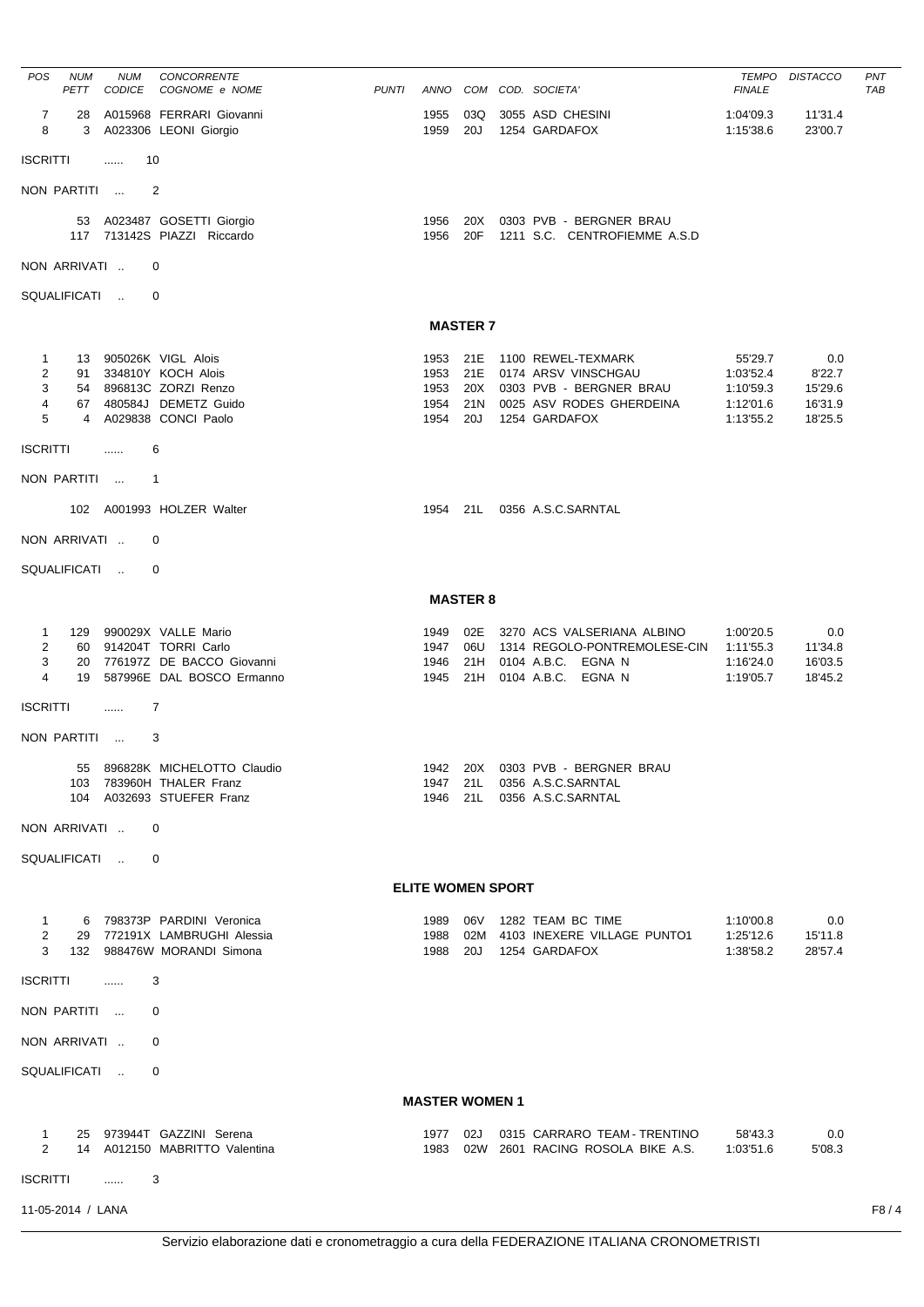| POS | NUM PETT | NUM CODICE | CONCORRENTE COGNOME e NOME | PUNTI | ANNO | COM | COD. SOCIETA' | TEMPO FINALE | DISTACCO | PNT TAB |
|---|---|---|---|---|---|---|---|---|---|---|
| 7 | 28 | A015968 | FERRARI Giovanni | | 1955 | 03Q | 3055 ASD CHESINI | 1:04'09.3 | 11'31.4 | |
| 8 | 3 | A023306 | LEONI Giorgio | | 1959 | 20J | 1254 GARDAFOX | 1:15'38.6 | 23'00.7 | |

ISCRITTI ...... 10

NON PARTITI ... 2

| NUM PETT | NUM CODICE | COGNOME e NOME | ANNO | COM | COD. SOCIETA' |
|---|---|---|---|---|---|
| 53 | A023487 | GOSETTI Giorgio | 1956 | 20X | 0303 PVB - BERGNER BRAU |
| 117 | 713142S | PIAZZI Riccardo | 1956 | 20F | 1211 S.C. CENTROFIEMME A.S.D |

NON ARRIVATI .. 0

SQUALIFICATI .. 0

## MASTER 7

| POS | NUM PETT | NUM CODICE | COGNOME e NOME | ANNO | COM | COD. SOCIETA' | TEMPO FINALE | DISTACCO |
|---|---|---|---|---|---|---|---|---|
| 1 | 13 | 905026K | VIGL Alois | 1953 | 21E | 1100 REWEL-TEXMARK | 55'29.7 | 0.0 |
| 2 | 91 | 334810Y | KOCH Alois | 1953 | 21E | 0174 ARSV VINSCHGAU | 1:03'52.4 | 8'22.7 |
| 3 | 54 | 896813C | ZORZI Renzo | 1953 | 20X | 0303 PVB - BERGNER BRAU | 1:10'59.3 | 15'29.6 |
| 4 | 67 | 480584J | DEMETZ Guido | 1954 | 21N | 0025 ASV RODES GHERDEINA | 1:12'01.6 | 16'31.9 |
| 5 | 4 | A029838 | CONCI Paolo | 1954 | 20J | 1254 GARDAFOX | 1:13'55.2 | 18'25.5 |

ISCRITTI ...... 6

NON PARTITI ... 1

| NUM PETT | NUM CODICE | COGNOME e NOME | ANNO | COM | COD. SOCIETA' |
|---|---|---|---|---|---|
| 102 | A001993 | HOLZER Walter | 1954 | 21L | 0356 A.S.C.SARNTAL |

NON ARRIVATI .. 0

SQUALIFICATI .. 0

## MASTER 8

| POS | NUM PETT | NUM CODICE | COGNOME e NOME | ANNO | COM | COD. SOCIETA' | TEMPO FINALE | DISTACCO |
|---|---|---|---|---|---|---|---|---|
| 1 | 129 | 990029X | VALLE Mario | 1949 | 02E | 3270 ACS VALSERIANA ALBINO | 1:00'20.5 | 0.0 |
| 2 | 60 | 914204T | TORRI Carlo | 1947 | 06U | 1314 REGOLO-PONTREMOLESE-CIN | 1:11'55.3 | 11'34.8 |
| 3 | 20 | 776197Z | DE BACCO Giovanni | 1946 | 21H | 0104 A.B.C. EGNA N | 1:16'24.0 | 16'03.5 |
| 4 | 19 | 587996E | DAL BOSCO Ermanno | 1945 | 21H | 0104 A.B.C. EGNA N | 1:19'05.7 | 18'45.2 |

ISCRITTI ...... 7

NON PARTITI ... 3

| NUM PETT | NUM CODICE | COGNOME e NOME | ANNO | COM | COD. SOCIETA' |
|---|---|---|---|---|---|
| 55 | 896828K | MICHELOTTO Claudio | 1942 | 20X | 0303 PVB - BERGNER BRAU |
| 103 | 783960H | THALER Franz | 1947 | 21L | 0356 A.S.C.SARNTAL |
| 104 | A032693 | STUEFER Franz | 1946 | 21L | 0356 A.S.C.SARNTAL |

NON ARRIVATI .. 0

SQUALIFICATI .. 0

## ELITE WOMEN SPORT

| POS | NUM PETT | NUM CODICE | COGNOME e NOME | ANNO | COM | COD. SOCIETA' | TEMPO FINALE | DISTACCO |
|---|---|---|---|---|---|---|---|---|
| 1 | 6 | 798373P | PARDINI Veronica | 1989 | 06V | 1282 TEAM BC TIME | 1:10'00.8 | 0.0 |
| 2 | 29 | 772191X | LAMBRUGHI Alessia | 1988 | 02M | 4103 INEXERE VILLAGE PUNTO1 | 1:25'12.6 | 15'11.8 |
| 3 | 132 | 988476W | MORANDI Simona | 1988 | 20J | 1254 GARDAFOX | 1:38'58.2 | 28'57.4 |

ISCRITTI ...... 3

NON PARTITI ... 0

NON ARRIVATI .. 0

SQUALIFICATI .. 0

## MASTER WOMEN 1

| POS | NUM PETT | NUM CODICE | COGNOME e NOME | ANNO | COM | COD. SOCIETA' | TEMPO FINALE | DISTACCO |
|---|---|---|---|---|---|---|---|---|
| 1 | 25 | 973944T | GAZZINI Serena | 1977 | 02J | 0315 CARRARO TEAM - TRENTINO | 58'43.3 | 0.0 |
| 2 | 14 | A012150 | MABRITTO Valentina | 1983 | 02W | 2601 RACING ROSOLA BIKE A.S. | 1:03'51.6 | 5'08.3 |

ISCRITTI ...... 3

11-05-2014 / LANA

Servizio elaborazione dati e cronometraggio a cura della FEDERAZIONE ITALIANA CRONOMETRISTI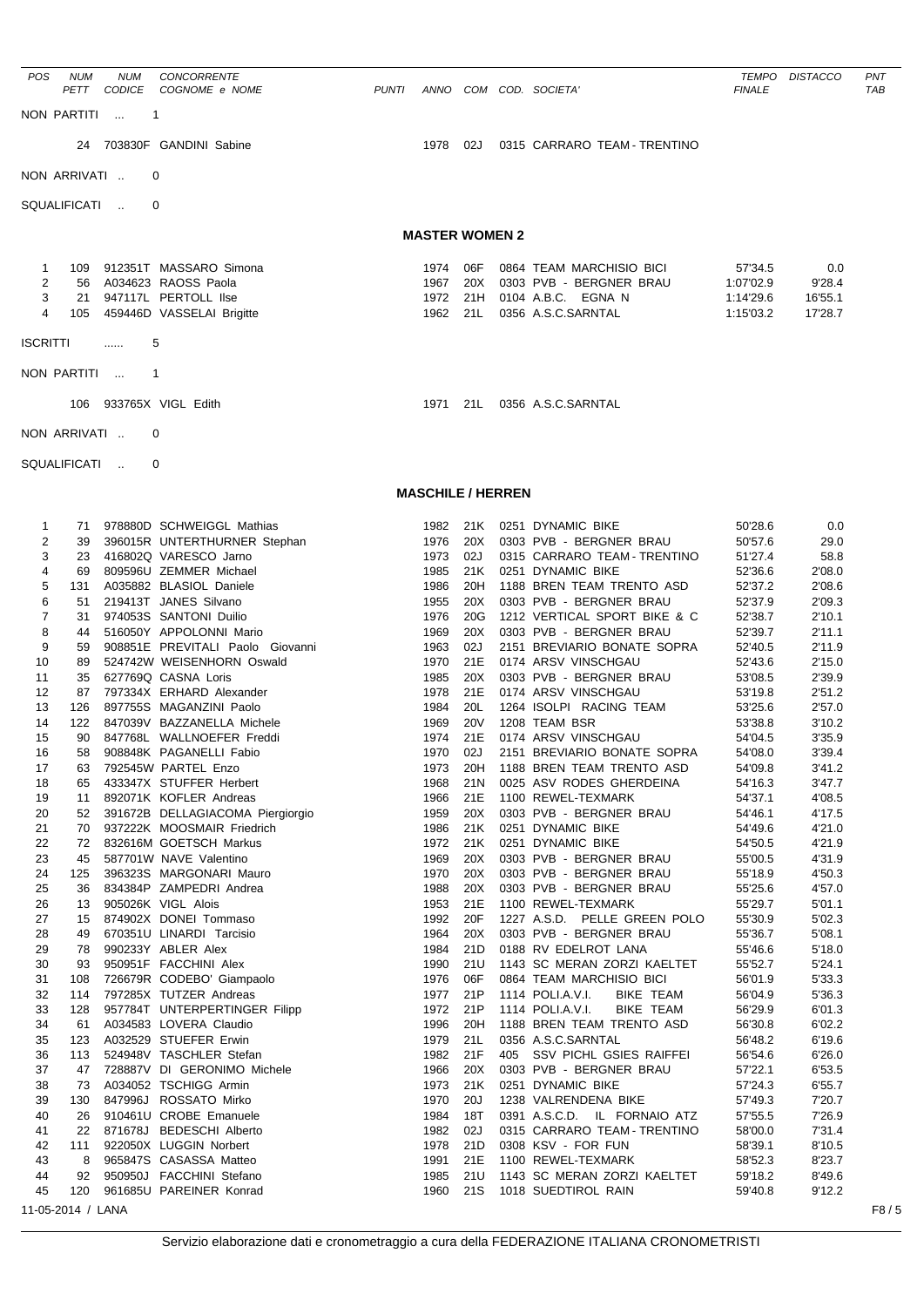| POS | NUM PETT | NUM CODICE | CONCORRENTE COGNOME e NOME | PUNTI | ANNO | COM | COD. SOCIETA' | TEMPO FINALE | DISTACCO | PNT TAB |
|---|---|---|---|---|---|---|---|---|---|---|
| NON PARTITI | ... | 1 | | | | | | | | |
| | 24 | 703830F | GANDINI Sabine | | 1978 | 02J | 0315 CARRARO TEAM - TRENTINO | | | |
| NON ARRIVATI .. | | 0 | | | | | | | | |
| SQUALIFICATI .. | | 0 | | | | | | | | |

## MASTER WOMEN 2

| POS | NUM PETT | NUM CODICE | CONCORRENTE COGNOME e NOME | PUNTI | ANNO | COM | COD. SOCIETA' | TEMPO FINALE | DISTACCO | PNT TAB |
|---|---|---|---|---|---|---|---|---|---|---|
| 1 | 109 | 912351T | MASSARO Simona | | 1974 | 06F | 0864 TEAM MARCHISIO BICI | 57'34.5 | 0.0 | |
| 2 | 56 | A034623 | RAOSS Paola | | 1967 | 20X | 0303 PVB - BERGNER BRAU | 1:07'02.9 | 9'28.4 | |
| 3 | 21 | 947117L | PERTOLL Ilse | | 1972 | 21H | 0104 A.B.C. EGNA N | 1:14'29.6 | 16'55.1 | |
| 4 | 105 | 459446D | VASSELAI Brigitte | | 1962 | 21L | 0356 A.S.C.SARNTAL | 1:15'03.2 | 17'28.7 | |
| ISCRITTI | ...... | 5 | | | | | | | | |
| NON PARTITI | ... | 1 | | | | | | | | |
| | 106 | 933765X | VIGL Edith | | 1971 | 21L | 0356 A.S.C.SARNTAL | | | |
| NON ARRIVATI .. | | 0 | | | | | | | | |
| SQUALIFICATI .. | | 0 | | | | | | | | |

## MASCHILE / HERREN

| POS | NUM PETT | NUM CODICE | CONCORRENTE COGNOME e NOME | PUNTI | ANNO | COM | COD. SOCIETA' | TEMPO FINALE | DISTACCO | PNT TAB |
|---|---|---|---|---|---|---|---|---|---|---|
| 1 | 71 | 978880D | SCHWEIGGL Mathias | | 1982 | 21K | 0251 DYNAMIC BIKE | 50'28.6 | 0.0 | |
| 2 | 39 | 396015R | UNTERTHURNER Stephan | | 1976 | 20X | 0303 PVB - BERGNER BRAU | 50'57.6 | 29.0 | |
| 3 | 23 | 416802Q | VARESCO Jarno | | 1973 | 02J | 0315 CARRARO TEAM - TRENTINO | 51'27.4 | 58.8 | |
| 4 | 69 | 809596U | ZEMMER Michael | | 1985 | 21K | 0251 DYNAMIC BIKE | 52'36.6 | 2'08.0 | |
| 5 | 131 | A035882 | BLASIOL Daniele | | 1986 | 20H | 1188 BREN TEAM TRENTO ASD | 52'37.2 | 2'08.6 | |
| 6 | 51 | 219413T | JANES Silvano | | 1955 | 20X | 0303 PVB - BERGNER BRAU | 52'37.9 | 2'09.3 | |
| 7 | 31 | 974053S | SANTONI Duilio | | 1976 | 20G | 1212 VERTICAL SPORT BIKE & C | 52'38.7 | 2'10.1 | |
| 8 | 44 | 516050Y | APPOLONNI Mario | | 1969 | 20X | 0303 PVB - BERGNER BRAU | 52'39.7 | 2'11.1 | |
| 9 | 59 | 908851E | PREVITALI Paolo Giovanni | | 1963 | 02J | 2151 BREVIARIO BONATE SOPRA | 52'40.5 | 2'11.9 | |
| 10 | 89 | 524742W | WEISENHORN Oswald | | 1970 | 21E | 0174 ARSV VINSCHGAU | 52'43.6 | 2'15.0 | |
| 11 | 35 | 627769Q | CASNA Loris | | 1985 | 20X | 0303 PVB - BERGNER BRAU | 53'08.5 | 2'39.9 | |
| 12 | 87 | 797334X | ERHARD Alexander | | 1978 | 21E | 0174 ARSV VINSCHGAU | 53'19.8 | 2'51.2 | |
| 13 | 126 | 897755S | MAGANZINI Paolo | | 1984 | 20L | 1264 ISOLPI RACING TEAM | 53'25.6 | 2'57.0 | |
| 14 | 122 | 847039V | BAZZANELLA Michele | | 1969 | 20V | 1208 TEAM BSR | 53'38.8 | 3'10.2 | |
| 15 | 90 | 847768L | WALLNOEFER Freddi | | 1974 | 21E | 0174 ARSV VINSCHGAU | 54'04.5 | 3'35.9 | |
| 16 | 58 | 908848K | PAGANELLI Fabio | | 1970 | 02J | 2151 BREVIARIO BONATE SOPRA | 54'08.0 | 3'39.4 | |
| 17 | 63 | 792545W | PARTEL Enzo | | 1973 | 20H | 1188 BREN TEAM TRENTO ASD | 54'09.8 | 3'41.2 | |
| 18 | 65 | 433347X | STUFFER Herbert | | 1968 | 21N | 0025 ASV RODES GHERDEINA | 54'16.3 | 3'47.7 | |
| 19 | 11 | 892071K | KOFLER Andreas | | 1966 | 21E | 1100 REWEL-TEXMARK | 54'37.1 | 4'08.5 | |
| 20 | 52 | 391672B | DELLAGIACOMA Piergiorgio | | 1959 | 20X | 0303 PVB - BERGNER BRAU | 54'46.1 | 4'17.5 | |
| 21 | 70 | 937222K | MOOSMAIR Friedrich | | 1986 | 21K | 0251 DYNAMIC BIKE | 54'49.6 | 4'21.0 | |
| 22 | 72 | 832616M | GOETSCH Markus | | 1972 | 21K | 0251 DYNAMIC BIKE | 54'50.5 | 4'21.9 | |
| 23 | 45 | 587701W | NAVE Valentino | | 1969 | 20X | 0303 PVB - BERGNER BRAU | 55'00.5 | 4'31.9 | |
| 24 | 125 | 396323S | MARGONARI Mauro | | 1970 | 20X | 0303 PVB - BERGNER BRAU | 55'18.9 | 4'50.3 | |
| 25 | 36 | 834384P | ZAMPEDRI Andrea | | 1988 | 20X | 0303 PVB - BERGNER BRAU | 55'25.6 | 4'57.0 | |
| 26 | 13 | 905026K | VIGL Alois | | 1953 | 21E | 1100 REWEL-TEXMARK | 55'29.7 | 5'01.1 | |
| 27 | 15 | 874902X | DONEI Tommaso | | 1992 | 20F | 1227 A.S.D. PELLE GREEN POLO | 55'30.9 | 5'02.3 | |
| 28 | 49 | 670351U | LINARDI Tarcisio | | 1964 | 20X | 0303 PVB - BERGNER BRAU | 55'36.7 | 5'08.1 | |
| 29 | 78 | 990233Y | ABLER Alex | | 1984 | 21D | 0188 RV EDELROT LANA | 55'46.6 | 5'18.0 | |
| 30 | 93 | 950951F | FACCHINI Alex | | 1990 | 21U | 1143 SC MERAN ZORZI KAELTET | 55'52.7 | 5'24.1 | |
| 31 | 108 | 726679R | CODEBO' Giampaolo | | 1976 | 06F | 0864 TEAM MARCHISIO BICI | 56'01.9 | 5'33.3 | |
| 32 | 114 | 797285X | TUTZER Andreas | | 1977 | 21P | 1114 POLI.A.V.I. BIKE TEAM | 56'04.9 | 5'36.3 | |
| 33 | 128 | 957784T | UNTERPERTINGER Filipp | | 1972 | 21P | 1114 POLI.A.V.I. BIKE TEAM | 56'29.9 | 6'01.3 | |
| 34 | 61 | A034583 | LOVERA Claudio | | 1996 | 20H | 1188 BREN TEAM TRENTO ASD | 56'30.8 | 6'02.2 | |
| 35 | 123 | A032529 | STUEFER Erwin | | 1979 | 21L | 0356 A.S.C.SARNTAL | 56'48.2 | 6'19.6 | |
| 36 | 113 | 524948V | TASCHLER Stefan | | 1982 | 21F | 405 SSV PICHL GSIES RAIFFEI | 56'54.6 | 6'26.0 | |
| 37 | 47 | 728887V | DI GERONIMO Michele | | 1966 | 20X | 0303 PVB - BERGNER BRAU | 57'22.1 | 6'53.5 | |
| 38 | 73 | A034052 | TSCHIGG Armin | | 1973 | 21K | 0251 DYNAMIC BIKE | 57'24.3 | 6'55.7 | |
| 39 | 130 | 847996J | ROSSATO Mirko | | 1970 | 20J | 1238 VALRENDENA BIKE | 57'49.3 | 7'20.7 | |
| 40 | 26 | 910461U | CROBE Emanuele | | 1984 | 18T | 0391 A.S.C.D. IL FORNAIO ATZ | 57'55.5 | 7'26.9 | |
| 41 | 22 | 871678J | BEDESCHI Alberto | | 1982 | 02J | 0315 CARRARO TEAM - TRENTINO | 58'00.0 | 7'31.4 | |
| 42 | 111 | 922050X | LUGGIN Norbert | | 1978 | 21D | 0308 KSV - FOR FUN | 58'39.1 | 8'10.5 | |
| 43 | 8 | 965847S | CASASSA Matteo | | 1991 | 21E | 1100 REWEL-TEXMARK | 58'52.3 | 8'23.7 | |
| 44 | 92 | 950950J | FACCHINI Stefano | | 1985 | 21U | 1143 SC MERAN ZORZI KAELTET | 59'18.2 | 8'49.6 | |
| 45 | 120 | 961685U | PAREINER Konrad | | 1960 | 21S | 1018 SUEDTIROL RAIN | 59'40.8 | 9'12.2 | |

11-05-2014 / LANA

Servizio elaborazione dati e cronometraggio a cura della FEDERAZIONE ITALIANA CRONOMETRISTI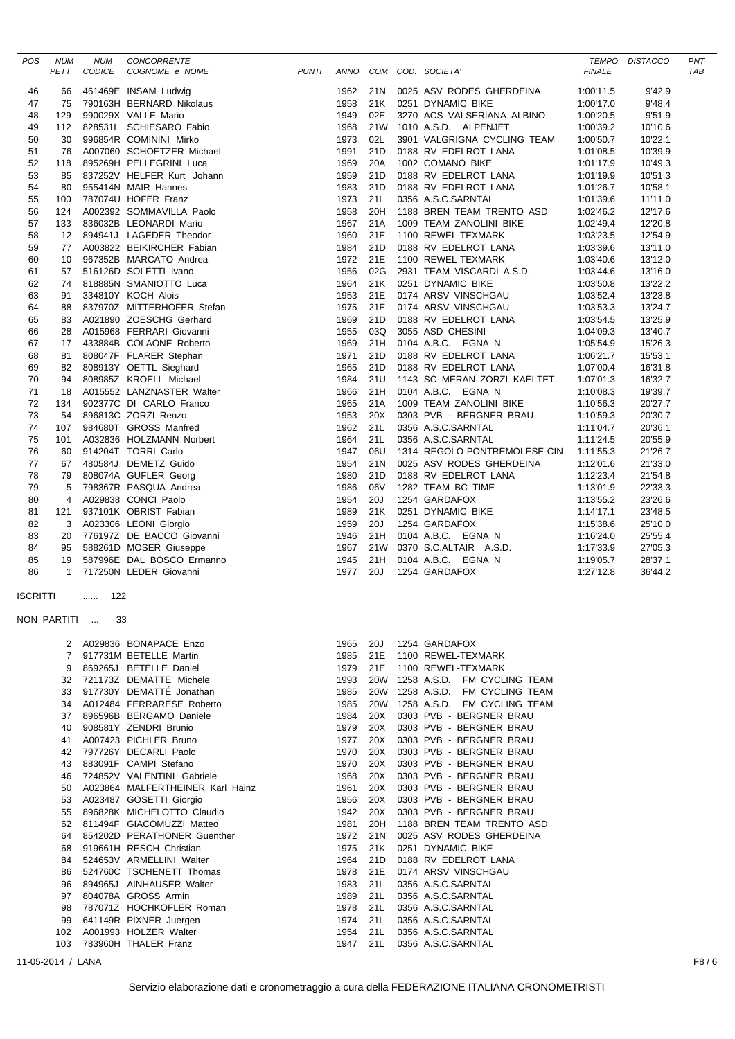| POS | NUM PETT | NUM CODICE | CONCORRENTE COGNOME e NOME | PUNTI | ANNO | COM | COD. SOCIETA' | TEMPO FINALE | DISTACCO | PNT TAB |
|---|---|---|---|---|---|---|---|---|---|---|
| 46 | 66 | 461469E | INSAM Ludwig | | 1962 | 21N | 0025 ASV RODES GHERDEINA | 1:00'11.5 | 9'42.9 | |
| 47 | 75 | 790163H | BERNARD Nikolaus | | 1958 | 21K | 0251 DYNAMIC BIKE | 1:00'17.0 | 9'48.4 | |
| 48 | 129 | 990029X | VALLE Mario | | 1949 | 02E | 3270 ACS VALSERIANA ALBINO | 1:00'20.5 | 9'51.9 | |
| 49 | 112 | 828531L | SCHIESARO Fabio | | 1968 | 21W | 1010 A.S.D. ALPENJET | 1:00'39.2 | 10'10.6 | |
| 50 | 30 | 996854R | COMININI Mirko | | 1973 | 02L | 3901 VALGRIGNA CYCLING TEAM | 1:00'50.7 | 10'22.1 | |
| 51 | 76 | A007060 | SCHOETZER Michael | | 1991 | 21D | 0188 RV EDELROT LANA | 1:01'08.5 | 10'39.9 | |
| 52 | 118 | 895269H | PELLEGRINI Luca | | 1969 | 20A | 1002 COMANO BIKE | 1:01'17.9 | 10'49.3 | |
| 53 | 85 | 837252V | HELFER Kurt Johann | | 1959 | 21D | 0188 RV EDELROT LANA | 1:01'19.9 | 10'51.3 | |
| 54 | 80 | 955414N | MAIR Hannes | | 1983 | 21D | 0188 RV EDELROT LANA | 1:01'26.7 | 10'58.1 | |
| 55 | 100 | 787074U | HOFER Franz | | 1973 | 21L | 0356 A.S.C.SARNTAL | 1:01'39.6 | 11'11.0 | |
| 56 | 124 | A002392 | SOMMAVILLA Paolo | | 1958 | 20H | 1188 BREN TEAM TRENTO ASD | 1:02'46.2 | 12'17.6 | |
| 57 | 133 | 836032B | LEONARDI Mario | | 1967 | 21A | 1009 TEAM ZANOLINI BIKE | 1:02'49.4 | 12'20.8 | |
| 58 | 12 | 894941J | LAGEDER Theodor | | 1960 | 21E | 1100 REWEL-TEXMARK | 1:03'23.5 | 12'54.9 | |
| 59 | 77 | A003822 | BEIKIRCHER Fabian | | 1984 | 21D | 0188 RV EDELROT LANA | 1:03'39.6 | 13'11.0 | |
| 60 | 10 | 967352B | MARCATO Andrea | | 1972 | 21E | 1100 REWEL-TEXMARK | 1:03'40.6 | 13'12.0 | |
| 61 | 57 | 516126D | SOLETTI Ivano | | 1956 | 02G | 2931 TEAM VISCARDI A.S.D. | 1:03'44.6 | 13'16.0 | |
| 62 | 74 | 818885N | SMANIOTTO Luca | | 1964 | 21K | 0251 DYNAMIC BIKE | 1:03'50.8 | 13'22.2 | |
| 63 | 91 | 334810Y | KOCH Alois | | 1953 | 21E | 0174 ARSV VINSCHGAU | 1:03'52.4 | 13'23.8 | |
| 64 | 88 | 837970Z | MITTERHOFER Stefan | | 1975 | 21E | 0174 ARSV VINSCHGAU | 1:03'53.3 | 13'24.7 | |
| 65 | 83 | A021890 | ZOESCHG Gerhard | | 1969 | 21D | 0188 RV EDELROT LANA | 1:03'54.5 | 13'25.9 | |
| 66 | 28 | A015968 | FERRARI Giovanni | | 1955 | 03Q | 3055 ASD CHESINI | 1:04'09.3 | 13'40.7 | |
| 67 | 17 | 433884B | COLAONE Roberto | | 1969 | 21H | 0104 A.B.C. EGNA N | 1:05'54.9 | 15'26.3 | |
| 68 | 81 | 808047F | FLARER Stephan | | 1971 | 21D | 0188 RV EDELROT LANA | 1:06'21.7 | 15'53.1 | |
| 69 | 82 | 808913Y | OETTL Sieghard | | 1965 | 21D | 0188 RV EDELROT LANA | 1:07'00.4 | 16'31.8 | |
| 70 | 94 | 808985Z | KROELL Michael | | 1984 | 21U | 1143 SC MERAN ZORZI KAELTET | 1:07'01.3 | 16'32.7 | |
| 71 | 18 | A015552 | LANZNASTER Walter | | 1966 | 21H | 0104 A.B.C. EGNA N | 1:10'08.3 | 19'39.7 | |
| 72 | 134 | 902377C | DI CARLO Franco | | 1965 | 21A | 1009 TEAM ZANOLINI BIKE | 1:10'56.3 | 20'27.7 | |
| 73 | 54 | 896813C | ZORZI Renzo | | 1953 | 20X | 0303 PVB - BERGNER BRAU | 1:10'59.3 | 20'30.7 | |
| 74 | 107 | 984680T | GROSS Manfred | | 1962 | 21L | 0356 A.S.C.SARNTAL | 1:11'04.7 | 20'36.1 | |
| 75 | 101 | A032836 | HOLZMANN Norbert | | 1964 | 21L | 0356 A.S.C.SARNTAL | 1:11'24.5 | 20'55.9 | |
| 76 | 60 | 914204T | TORRI Carlo | | 1947 | 06U | 1314 REGOLO-PONTREMOLESE-CIN | 1:11'55.3 | 21'26.7 | |
| 77 | 67 | 480584J | DEMETZ Guido | | 1954 | 21N | 0025 ASV RODES GHERDEINA | 1:12'01.6 | 21'33.0 | |
| 78 | 79 | 808074A | GUFLER Georg | | 1980 | 21D | 0188 RV EDELROT LANA | 1:12'23.4 | 21'54.8 | |
| 79 | 5 | 798367R | PASQUA Andrea | | 1986 | 06V | 1282 TEAM BC TIME | 1:13'01.9 | 22'33.3 | |
| 80 | 4 | A029838 | CONCI Paolo | | 1954 | 20J | 1254 GARDAFOX | 1:13'55.2 | 23'26.6 | |
| 81 | 121 | 937101K | OBRIST Fabian | | 1989 | 21K | 0251 DYNAMIC BIKE | 1:14'17.1 | 23'48.5 | |
| 82 | 3 | A023306 | LEONI Giorgio | | 1959 | 20J | 1254 GARDAFOX | 1:15'38.6 | 25'10.0 | |
| 83 | 20 | 776197Z | DE BACCO Giovanni | | 1946 | 21H | 0104 A.B.C. EGNA N | 1:16'24.0 | 25'55.4 | |
| 84 | 95 | 588261D | MOSER Giuseppe | | 1967 | 21W | 0370 S.C.ALTAIR A.S.D. | 1:17'33.9 | 27'05.3 | |
| 85 | 19 | 587996E | DAL BOSCO Ermanno | | 1945 | 21H | 0104 A.B.C. EGNA N | 1:19'05.7 | 28'37.1 | |
| 86 | 1 | 717250N | LEDER Giovanni | | 1977 | 20J | 1254 GARDAFOX | 1:27'12.8 | 36'44.2 | |

ISCRITTI ...... 122

NON PARTITI ... 33

| NUM PETT | NUM CODICE | COGNOME e NOME | ANNO | COM | COD. SOCIETA' |
|---|---|---|---|---|---|
| 2 | A029836 | BONAPACE Enzo | 1965 | 20J | 1254 GARDAFOX |
| 7 | 917731M | BETELLE Martin | 1985 | 21E | 1100 REWEL-TEXMARK |
| 9 | 869265J | BETELLE Daniel | 1979 | 21E | 1100 REWEL-TEXMARK |
| 32 | 721173Z | DEMATTE' Michele | 1993 | 20W | 1258 A.S.D. FM CYCLING TEAM |
| 33 | 917730Y | DEMATTÉ Jonathan | 1985 | 20W | 1258 A.S.D. FM CYCLING TEAM |
| 34 | A012484 | FERRARESE Roberto | 1985 | 20W | 1258 A.S.D. FM CYCLING TEAM |
| 37 | 896596B | BERGAMO Daniele | 1984 | 20X | 0303 PVB - BERGNER BRAU |
| 40 | 908581Y | ZENDRI Brunio | 1979 | 20X | 0303 PVB - BERGNER BRAU |
| 41 | A007423 | PICHLER Bruno | 1977 | 20X | 0303 PVB - BERGNER BRAU |
| 42 | 797726Y | DECARLI Paolo | 1970 | 20X | 0303 PVB - BERGNER BRAU |
| 43 | 883091F | CAMPI Stefano | 1970 | 20X | 0303 PVB - BERGNER BRAU |
| 46 | 724852V | VALENTINI Gabriele | 1968 | 20X | 0303 PVB - BERGNER BRAU |
| 50 | A023864 | MALFERTHEINER Karl Hainz | 1961 | 20X | 0303 PVB - BERGNER BRAU |
| 53 | A023487 | GOSETTI Giorgio | 1956 | 20X | 0303 PVB - BERGNER BRAU |
| 55 | 896828K | MICHELOTTO Claudio | 1942 | 20X | 0303 PVB - BERGNER BRAU |
| 62 | 811494F | GIACOMUZZI Matteo | 1981 | 20H | 1188 BREN TEAM TRENTO ASD |
| 64 | 854202D | PERATHONER Guenther | 1972 | 21N | 0025 ASV RODES GHERDEINA |
| 68 | 919661H | RESCH Christian | 1975 | 21K | 0251 DYNAMIC BIKE |
| 84 | 524653V | ARMELLINI Walter | 1964 | 21D | 0188 RV EDELROT LANA |
| 86 | 524760C | TSCHENETT Thomas | 1978 | 21E | 0174 ARSV VINSCHGAU |
| 96 | 894965J | AINHAUSER Walter | 1983 | 21L | 0356 A.S.C.SARNTAL |
| 97 | 804078A | GROSS Armin | 1989 | 21L | 0356 A.S.C.SARNTAL |
| 98 | 787071Z | HOCHKOFLER Roman | 1978 | 21L | 0356 A.S.C.SARNTAL |
| 99 | 641149R | PIXNER Juergen | 1974 | 21L | 0356 A.S.C.SARNTAL |
| 102 | A001993 | HOLZER Walter | 1954 | 21L | 0356 A.S.C.SARNTAL |
| 103 | 783960H | THALER Franz | 1947 | 21L | 0356 A.S.C.SARNTAL |

11-05-2014 / LANA

Servizio elaborazione dati e cronometraggio a cura della FEDERAZIONE ITALIANA CRONOMETRISTI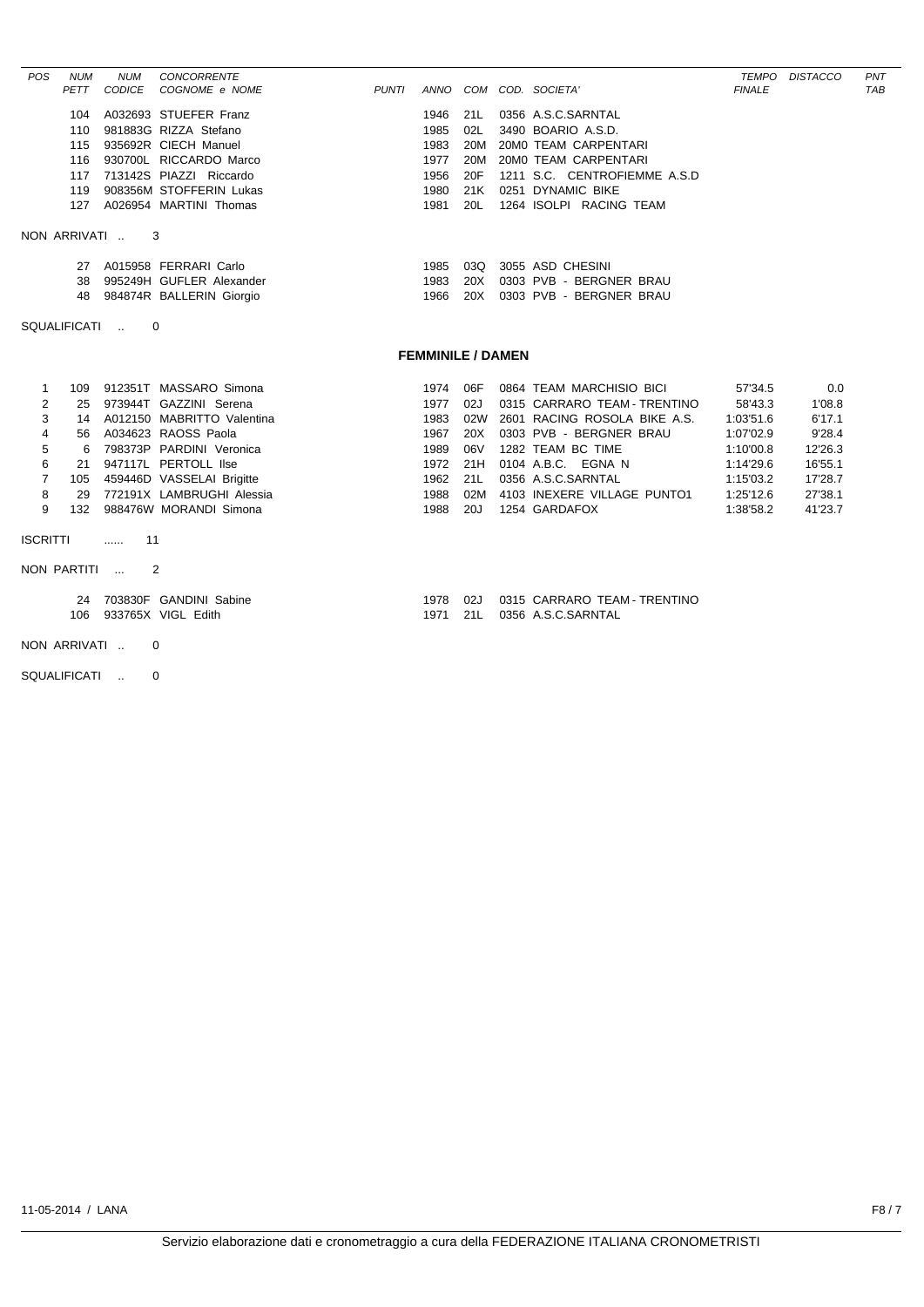| POS | NUM PETT | NUM CODICE | CONCORRENTE COGNOME e NOME | PUNTI | ANNO | COM | COD. SOCIETA' | TEMPO FINALE | DISTACCO | PNT TAB |
|---|---|---|---|---|---|---|---|---|---|---|
| | 104 | A032693 | STUEFER Franz | | 1946 | 21L | 0356 A.S.C.SARNTAL | | | |
| | 110 | 981883G | RIZZA Stefano | | 1985 | 02L | 3490 BOARIO A.S.D. | | | |
| | 115 | 935692R | CIECH Manuel | | 1983 | 20M | 20M0 TEAM CARPENTARI | | | |
| | 116 | 930700L | RICCARDO Marco | | 1977 | 20M | 20M0 TEAM CARPENTARI | | | |
| | 117 | 713142S | PIAZZI Riccardo | | 1956 | 20F | 1211 S.C. CENTROFIEMME A.S.D | | | |
| | 119 | 908356M | STOFFERIN Lukas | | 1980 | 21K | 0251 DYNAMIC BIKE | | | |
| | 127 | A026954 | MARTINI Thomas | | 1981 | 20L | 1264 ISOLPI RACING TEAM | | | |

NON ARRIVATI .. 3

| | | | | | | |
|---|---|---|---|---|---|---|
| 27 | A015958 | FERRARI Carlo | 1985 | 03Q | 3055 ASD CHESINI |
| 38 | 995249H | GUFLER Alexander | 1983 | 20X | 0303 PVB - BERGNER BRAU |
| 48 | 984874R | BALLERIN Giorgio | 1966 | 20X | 0303 PVB - BERGNER BRAU |

SQUALIFICATI .. 0

## FEMMINILE / DAMEN

| POS | NUM PETT | NUM CODICE | COGNOME e NOME | ANNO | COM | COD. SOCIETA' | TEMPO FINALE | DISTACCO |
|---|---|---|---|---|---|---|---|---|
| 1 | 109 | 912351T | MASSARO Simona | 1974 | 06F | 0864 TEAM MARCHISIO BICI | 57'34.5 | 0.0 |
| 2 | 25 | 973944T | GAZZINI Serena | 1977 | 02J | 0315 CARRARO TEAM - TRENTINO | 58'43.3 | 1'08.8 |
| 3 | 14 | A012150 | MABRITTO Valentina | 1983 | 02W | 2601 RACING ROSOLA BIKE A.S. | 1:03'51.6 | 6'17.1 |
| 4 | 56 | A034623 | RAOSS Paola | 1967 | 20X | 0303 PVB - BERGNER BRAU | 1:07'02.9 | 9'28.4 |
| 5 | 6 | 798373P | PARDINI Veronica | 1989 | 06V | 1282 TEAM BC TIME | 1:10'00.8 | 12'26.3 |
| 6 | 21 | 947117L | PERTOLL Ilse | 1972 | 21H | 0104 A.B.C. EGNA N | 1:14'29.6 | 16'55.1 |
| 7 | 105 | 459446D | VASSELAI Brigitte | 1962 | 21L | 0356 A.S.C.SARNTAL | 1:15'03.2 | 17'28.7 |
| 8 | 29 | 772191X | LAMBRUGHI Alessia | 1988 | 02M | 4103 INEXERE VILLAGE PUNTO1 | 1:25'12.6 | 27'38.1 |
| 9 | 132 | 988476W | MORANDI Simona | 1988 | 20J | 1254 GARDAFOX | 1:38'58.2 | 41'23.7 |

ISCRITTI ...... 11

NON PARTITI ... 2

| | | | | | |
|---|---|---|---|---|---|
| 24 | 703830F | GANDINI Sabine | 1978 | 02J | 0315 CARRARO TEAM - TRENTINO |
| 106 | 933765X | VIGL Edith | 1971 | 21L | 0356 A.S.C.SARNTAL |

NON ARRIVATI .. 0

SQUALIFICATI .. 0

11-05-2014 / LANA

Servizio elaborazione dati e cronometraggio a cura della FEDERAZIONE ITALIANA CRONOMETRISTI